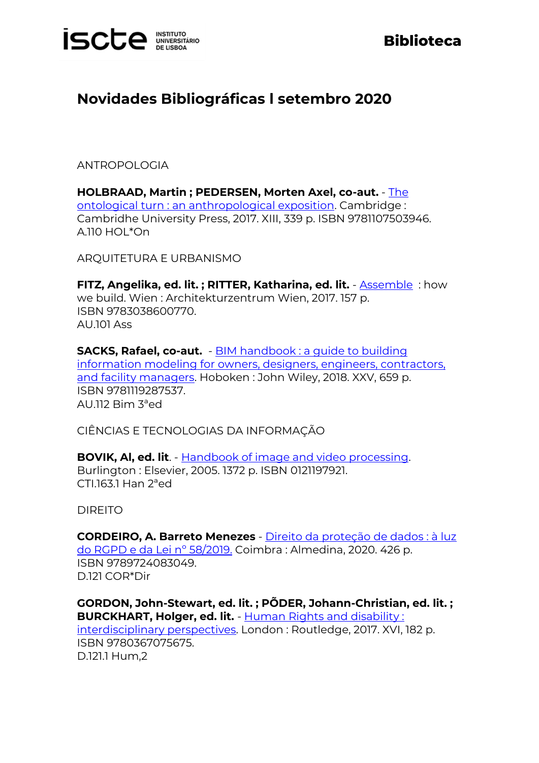# Novidades Bibliográficas I setembro 2020

ANTROPOLOGIA

**HOLBRAAD, Martin ; PEDERSEN, Morten Axel, co-aut.** - The ontological turn : an anthropological exposition. Cambridge : Cambridhe University Press, 2017. XIII, 339 p. ISBN 9781107503946.
A.110 HOL*On

ARQUITETURA E URBANISMO

**FITZ, Angelika, ed. lit. ; RITTER, Katharina, ed. lit.** - Assemble : how we build. Wien : Architekturzentrum Wien, 2017. 157 p.
ISBN 9783038600770.
AU.101 Ass

**SACKS, Rafael, co-aut.** - BIM handbook : a guide to building information modeling for owners, designers, engineers, contractors, and facility managers. Hoboken : John Wiley, 2018. XXV, 659 p.
ISBN 9781119287537.
AU.112 Bim 3ªed

CIÊNCIAS E TECNOLOGIAS DA INFORMAÇÃO

**BOVIK, Al, ed. lit**. - Handbook of image and video processing. Burlington : Elsevier, 2005. 1372 p. ISBN 0121197921.
CTI.163.1 Han 2ªed

DIREITO

**CORDEIRO, A. Barreto Menezes** - Direito da proteção de dados : à luz do RGPD e da Lei nº 58/2019. Coimbra : Almedina, 2020. 426 p.
ISBN 9789724083049.
D.121 COR*Dir

**GORDON, John-Stewart, ed. lit. ; PÕDER, Johann-Christian, ed. lit. ; BURCKHART, Holger, ed. lit.** - Human Rights and disability : interdisciplinary perspectives. London : Routledge, 2017. XVI, 182 p.
ISBN 9780367075675.
D.121.1 Hum,2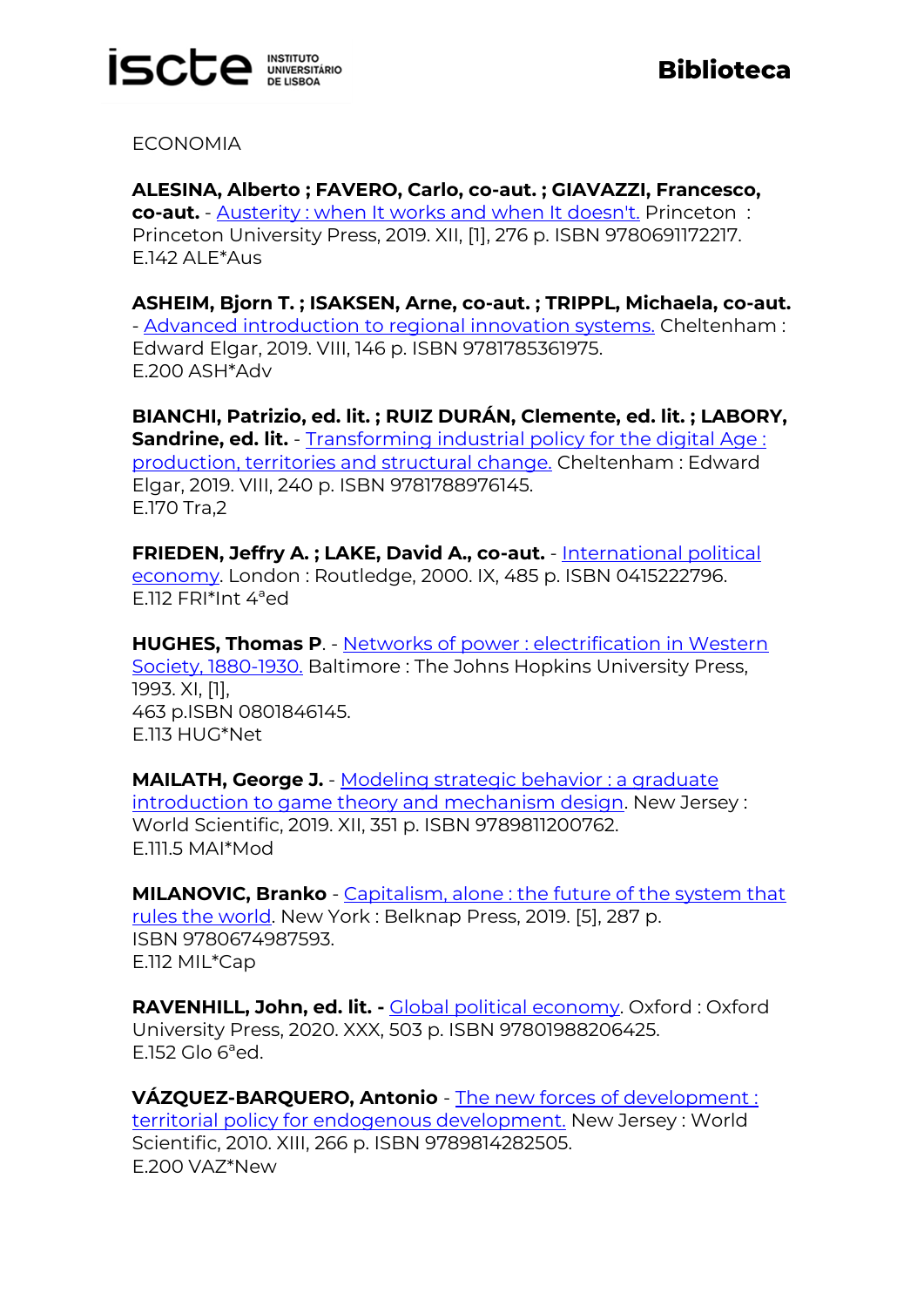ECONOMIA

**ALESINA, Alberto ; FAVERO, Carlo, co-aut. ; GIAVAZZI, Francesco, co-aut.** - Austerity : when It works and when It doesn't. Princeton : Princeton University Press, 2019. XII, [1], 276 p. ISBN 9780691172217.
E.142 ALE*Aus

**ASHEIM, Bjorn T. ; ISAKSEN, Arne, co-aut. ; TRIPPL, Michaela, co-aut.** - Advanced introduction to regional innovation systems. Cheltenham : Edward Elgar, 2019. VIII, 146 p. ISBN 9781785361975.
E.200 ASH*Adv

**BIANCHI, Patrizio, ed. lit. ; RUIZ DURÁN, Clemente, ed. lit. ; LABORY, Sandrine, ed. lit.** - Transforming industrial policy for the digital Age : production, territories and structural change. Cheltenham : Edward Elgar, 2019. VIII, 240 p. ISBN 9781788976145.
E.170 Tra,2

**FRIEDEN, Jeffry A. ; LAKE, David A., co-aut.** - International political economy. London : Routledge, 2000. IX, 485 p. ISBN 0415222796.
E.112 FRI*Int 4ªed

**HUGHES, Thomas P**. - Networks of power : electrification in Western Society, 1880-1930. Baltimore : The Johns Hopkins University Press, 1993. XI, [1],
463 p.ISBN 0801846145.
E.113 HUG*Net

**MAILATH, George J.** - Modeling strategic behavior : a graduate introduction to game theory and mechanism design. New Jersey : World Scientific, 2019. XII, 351 p. ISBN 9789811200762.
E.111.5 MAI*Mod

**MILANOVIC, Branko** - Capitalism, alone : the future of the system that rules the world. New York : Belknap Press, 2019. [5], 287 p.
ISBN 9780674987593.
E.112 MIL*Cap

**RAVENHILL, John, ed. lit. -** Global political economy. Oxford : Oxford University Press, 2020. XXX, 503 p. ISBN 97801988206425.
E.152 Glo 6ªed.

**VÁZQUEZ-BARQUERO, Antonio** - The new forces of development : territorial policy for endogenous development. New Jersey : World Scientific, 2010. XIII, 266 p. ISBN 9789814282505.
E.200 VAZ*New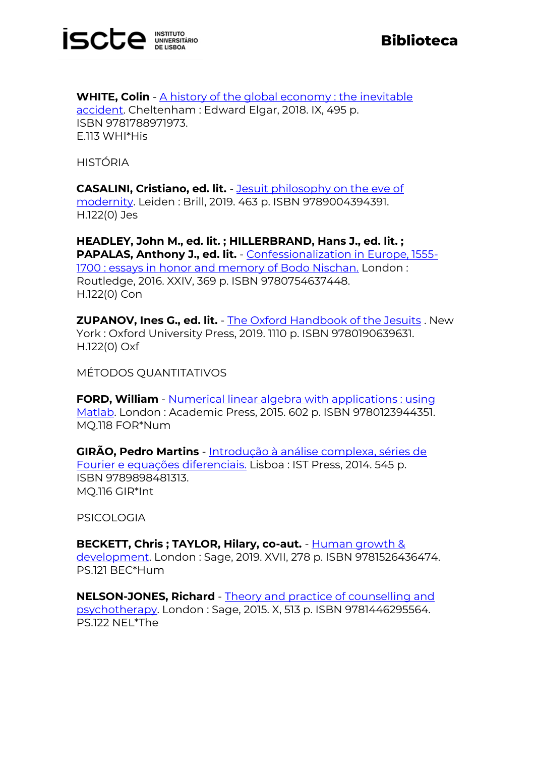**WHITE, Colin** - A history of the global economy : the inevitable accident. Cheltenham : Edward Elgar, 2018. IX, 495 p. ISBN 9781788971973.
E.113 WHI*His

HISTÓRIA

**CASALINI, Cristiano, ed. lit.** - Jesuit philosophy on the eve of modernity. Leiden : Brill, 2019. 463 p. ISBN 9789004394391.
H.122(0) Jes

**HEADLEY, John M., ed. lit. ; HILLERBRAND, Hans J., ed. lit. ; PAPALAS, Anthony J., ed. lit.** - Confessionalization in Europe, 1555-1700 : essays in honor and memory of Bodo Nischan. London : Routledge, 2016. XXIV, 369 p. ISBN 9780754637448.
H.122(0) Con

**ZUPANOV, Ines G., ed. lit.** - The Oxford Handbook of the Jesuits . New York : Oxford University Press, 2019. 1110 p. ISBN 9780190639631.
H.122(0) Oxf

MÉTODOS QUANTITATIVOS

**FORD, William** - Numerical linear algebra with applications : using Matlab. London : Academic Press, 2015. 602 p. ISBN 9780123944351.
MQ.118 FOR*Num

**GIRÃO, Pedro Martins** - Introdução à análise complexa, séries de Fourier e equações diferenciais. Lisboa : IST Press, 2014. 545 p. ISBN 9789898481313.
MQ.116 GIR*Int

PSICOLOGIA

**BECKETT, Chris ; TAYLOR, Hilary, co-aut.** - Human growth & development. London : Sage, 2019. XVII, 278 p. ISBN 9781526436474.
PS.121 BEC*Hum

**NELSON-JONES, Richard** - Theory and practice of counselling and psychotherapy. London : Sage, 2015. X, 513 p. ISBN 9781446295564.
PS.122 NEL*The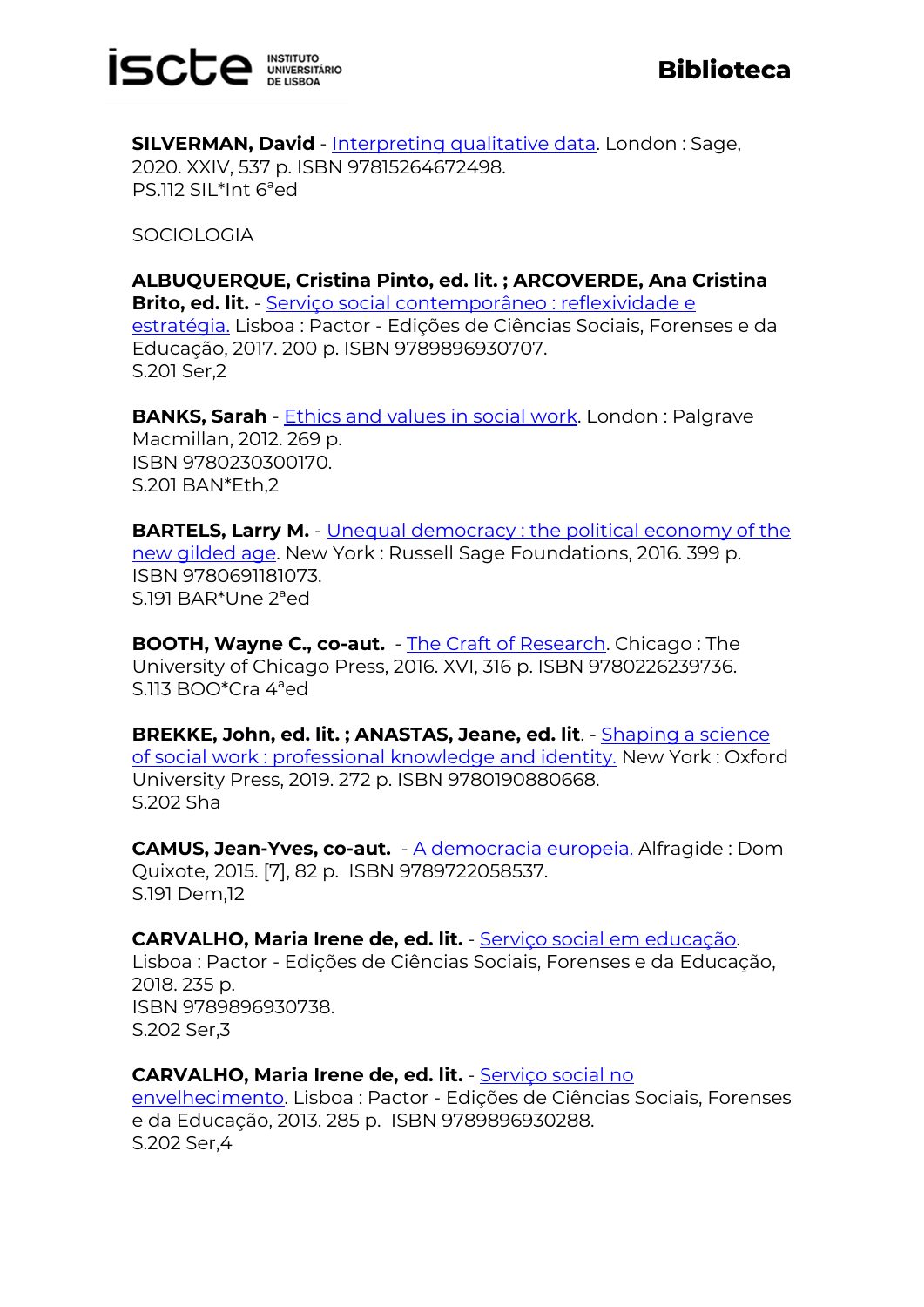**SILVERMAN, David** - Interpreting qualitative data. London : Sage, 2020. XXIV, 537 p. ISBN 97815264672498.
PS.112 SIL*Int 6ªed

SOCIOLOGIA

**ALBUQUERQUE, Cristina Pinto, ed. lit. ; ARCOVERDE, Ana Cristina Brito, ed. lit.** - Serviço social contemporâneo : reflexividade e estratégia. Lisboa : Pactor - Edições de Ciências Sociais, Forenses e da Educação, 2017. 200 p. ISBN 9789896930707.
S.201 Ser,2

**BANKS, Sarah** - Ethics and values in social work. London : Palgrave Macmillan, 2012. 269 p.
ISBN 9780230300170.
S.201 BAN*Eth,2

**BARTELS, Larry M.** - Unequal democracy : the political economy of the new gilded age. New York : Russell Sage Foundations, 2016. 399 p.
ISBN 9780691181073.
S.191 BAR*Une 2ªed

**BOOTH, Wayne C., co-aut.** - The Craft of Research. Chicago : The University of Chicago Press, 2016. XVI, 316 p. ISBN 9780226239736.
S.113 BOO*Cra 4ªed

**BREKKE, John, ed. lit. ; ANASTAS, Jeane, ed. lit**. - Shaping a science of social work : professional knowledge and identity. New York : Oxford University Press, 2019. 272 p. ISBN 9780190880668.
S.202 Sha

**CAMUS, Jean-Yves, co-aut.** - A democracia europeia. Alfragide : Dom Quixote, 2015. [7], 82 p. ISBN 9789722058537.
S.191 Dem,12

**CARVALHO, Maria Irene de, ed. lit.** - Serviço social em educação.
Lisboa : Pactor - Edições de Ciências Sociais, Forenses e da Educação, 2018. 235 p.
ISBN 9789896930738.
S.202 Ser,3

**CARVALHO, Maria Irene de, ed. lit.** - Serviço social no envelhecimento. Lisboa : Pactor - Edições de Ciências Sociais, Forenses e da Educação, 2013. 285 p. ISBN 9789896930288.
S.202 Ser,4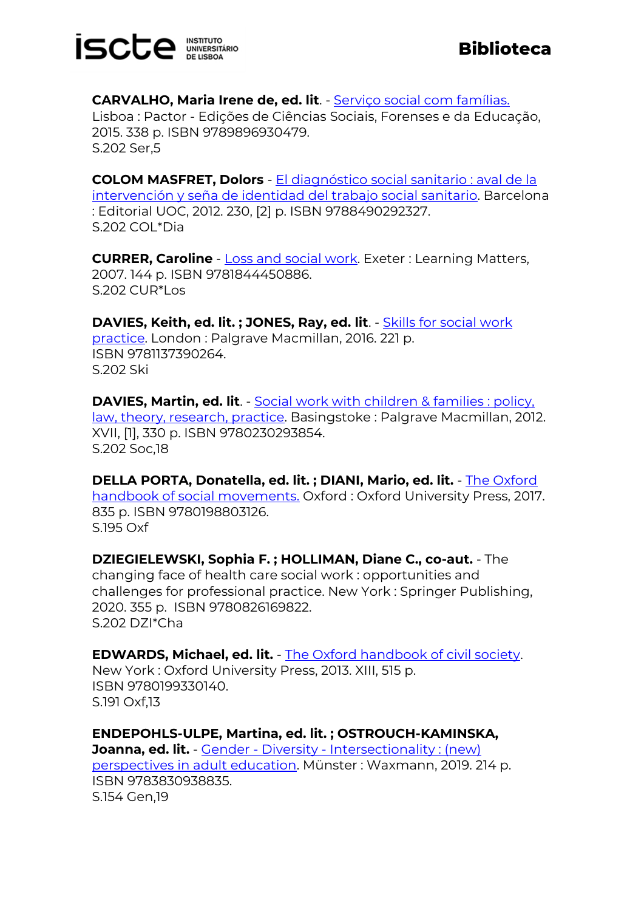**CARVALHO, Maria Irene de, ed. lit**. - Serviço social com famílias. Lisboa : Pactor - Edições de Ciências Sociais, Forenses e da Educação, 2015. 338 p. ISBN 9789896930479.
S.202 Ser,5

**COLOM MASFRET, Dolors** - El diagnóstico social sanitario : aval de la intervención y seña de identidad del trabajo social sanitario. Barcelona : Editorial UOC, 2012. 230, [2] p. ISBN 9788490292327.
S.202 COL*Dia

**CURRER, Caroline** - Loss and social work. Exeter : Learning Matters, 2007. 144 p. ISBN 9781844450886.
S.202 CUR*Los

**DAVIES, Keith, ed. lit. ; JONES, Ray, ed. lit**. - Skills for social work practice. London : Palgrave Macmillan, 2016. 221 p.
ISBN 9781137390264.
S.202 Ski

**DAVIES, Martin, ed. lit**. - Social work with children & families : policy, law, theory, research, practice. Basingstoke : Palgrave Macmillan, 2012. XVII, [1], 330 p. ISBN 9780230293854.
S.202 Soc,18

**DELLA PORTA, Donatella, ed. lit. ; DIANI, Mario, ed. lit.** - The Oxford handbook of social movements. Oxford : Oxford University Press, 2017. 835 p. ISBN 9780198803126.
S.195 Oxf

**DZIEGIELEWSKI, Sophia F. ; HOLLIMAN, Diane C., co-aut.** - The changing face of health care social work : opportunities and challenges for professional practice. New York : Springer Publishing, 2020. 355 p. ISBN 9780826169822.
S.202 DZI*Cha

**EDWARDS, Michael, ed. lit.** - The Oxford handbook of civil society. New York : Oxford University Press, 2013. XIII, 515 p.
ISBN 9780199330140.
S.191 Oxf,13

**ENDEPOHLS-ULPE, Martina, ed. lit. ; OSTROUCH-KAMINSKA, Joanna, ed. lit.** - Gender - Diversity - Intersectionality : (new) perspectives in adult education. Münster : Waxmann, 2019. 214 p.
ISBN 9783830938835.
S.154 Gen,19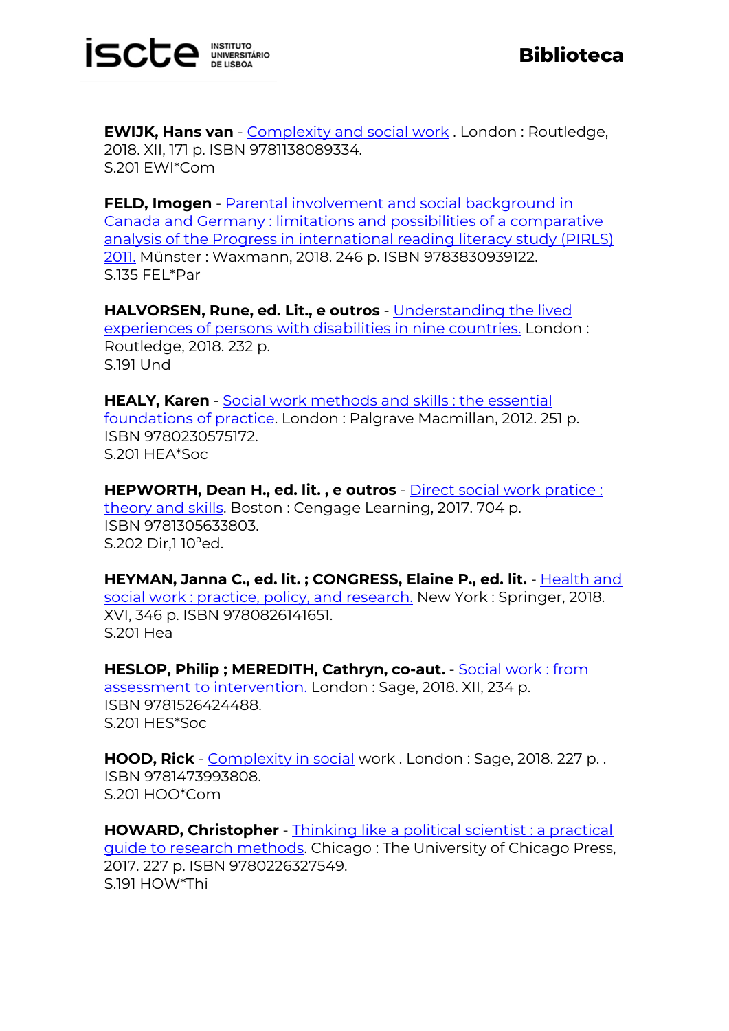**EWIJK, Hans van** - Complexity and social work . London : Routledge, 2018. XII, 171 p. ISBN 9781138089334.
S.201 EWI*Com

**FELD, Imogen** - Parental involvement and social background in Canada and Germany : limitations and possibilities of a comparative analysis of the Progress in international reading literacy study (PIRLS) 2011. Münster : Waxmann, 2018. 246 p. ISBN 9783830939122.
S.135 FEL*Par

**HALVORSEN, Rune, ed. Lit., e outros** - Understanding the lived experiences of persons with disabilities in nine countries. London : Routledge, 2018. 232 p.
S.191 Und

**HEALY, Karen** - Social work methods and skills : the essential foundations of practice. London : Palgrave Macmillan, 2012. 251 p. ISBN 9780230575172.
S.201 HEA*Soc

**HEPWORTH, Dean H., ed. lit. , e outros** - Direct social work pratice : theory and skills. Boston : Cengage Learning, 2017. 704 p. ISBN 9781305633803.
S.202 Dir,1 10ªed.

**HEYMAN, Janna C., ed. lit. ; CONGRESS, Elaine P., ed. lit.** - Health and social work : practice, policy, and research. New York : Springer, 2018. XVI, 346 p. ISBN 9780826141651.
S.201 Hea

**HESLOP, Philip ; MEREDITH, Cathryn, co-aut.** - Social work : from assessment to intervention. London : Sage, 2018. XII, 234 p. ISBN 9781526424488.
S.201 HES*Soc

**HOOD, Rick** - Complexity in social work . London : Sage, 2018. 227 p. . ISBN 9781473993808.
S.201 HOO*Com

**HOWARD, Christopher** - Thinking like a political scientist : a practical guide to research methods. Chicago : The University of Chicago Press, 2017. 227 p. ISBN 9780226327549.
S.191 HOW*Thi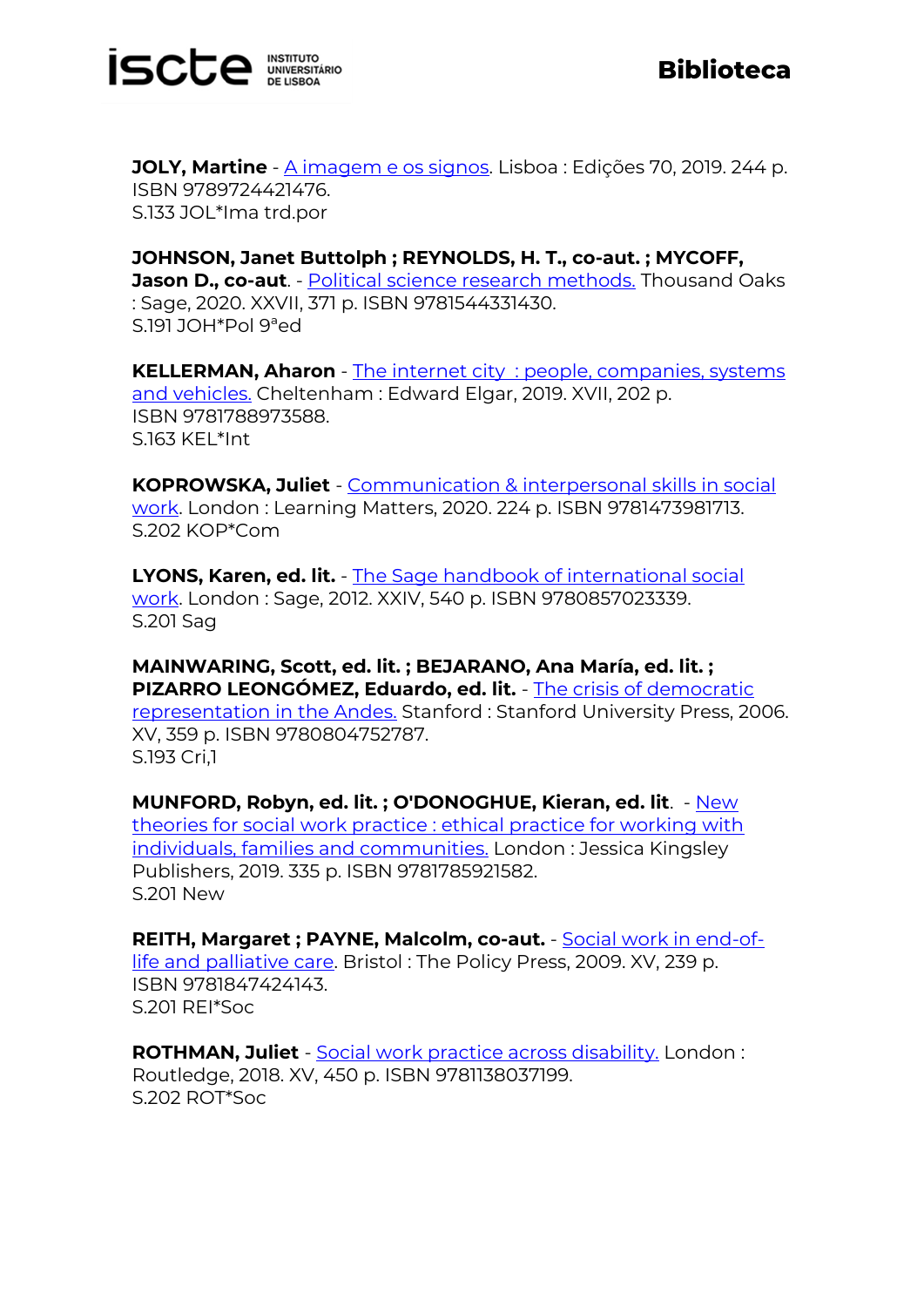**JOLY, Martine** - A imagem e os signos. Lisboa : Edições 70, 2019. 244 p. ISBN 9789724421476.
S.133 JOL*Ima trd.por

**JOHNSON, Janet Buttolph ; REYNOLDS, H. T., co-aut. ; MYCOFF, Jason D., co-aut**. - Political science research methods. Thousand Oaks : Sage, 2020. XXVII, 371 p. ISBN 9781544331430.
S.191 JOH*Pol 9ªed

**KELLERMAN, Aharon** - The internet city : people, companies, systems and vehicles. Cheltenham : Edward Elgar, 2019. XVII, 202 p. ISBN 9781788973588.
S.163 KEL*Int

**KOPROWSKA, Juliet** - Communication & interpersonal skills in social work. London : Learning Matters, 2020. 224 p. ISBN 9781473981713.
S.202 KOP*Com

**LYONS, Karen, ed. lit.** - The Sage handbook of international social work. London : Sage, 2012. XXIV, 540 p. ISBN 9780857023339.
S.201 Sag

**MAINWARING, Scott, ed. lit. ; BEJARANO, Ana María, ed. lit. ; PIZARRO LEONGÓMEZ, Eduardo, ed. lit.** - The crisis of democratic representation in the Andes. Stanford : Stanford University Press, 2006. XV, 359 p. ISBN 9780804752787.
S.193 Cri,1

**MUNFORD, Robyn, ed. lit. ; O'DONOGHUE, Kieran, ed. lit**. - New theories for social work practice : ethical practice for working with individuals, families and communities. London : Jessica Kingsley Publishers, 2019. 335 p. ISBN 9781785921582.
S.201 New

**REITH, Margaret ; PAYNE, Malcolm, co-aut.** - Social work in end-of-life and palliative care. Bristol : The Policy Press, 2009. XV, 239 p. ISBN 9781847424143.
S.201 REI*Soc

**ROTHMAN, Juliet** - Social work practice across disability. London : Routledge, 2018. XV, 450 p. ISBN 9781138037199.
S.202 ROT*Soc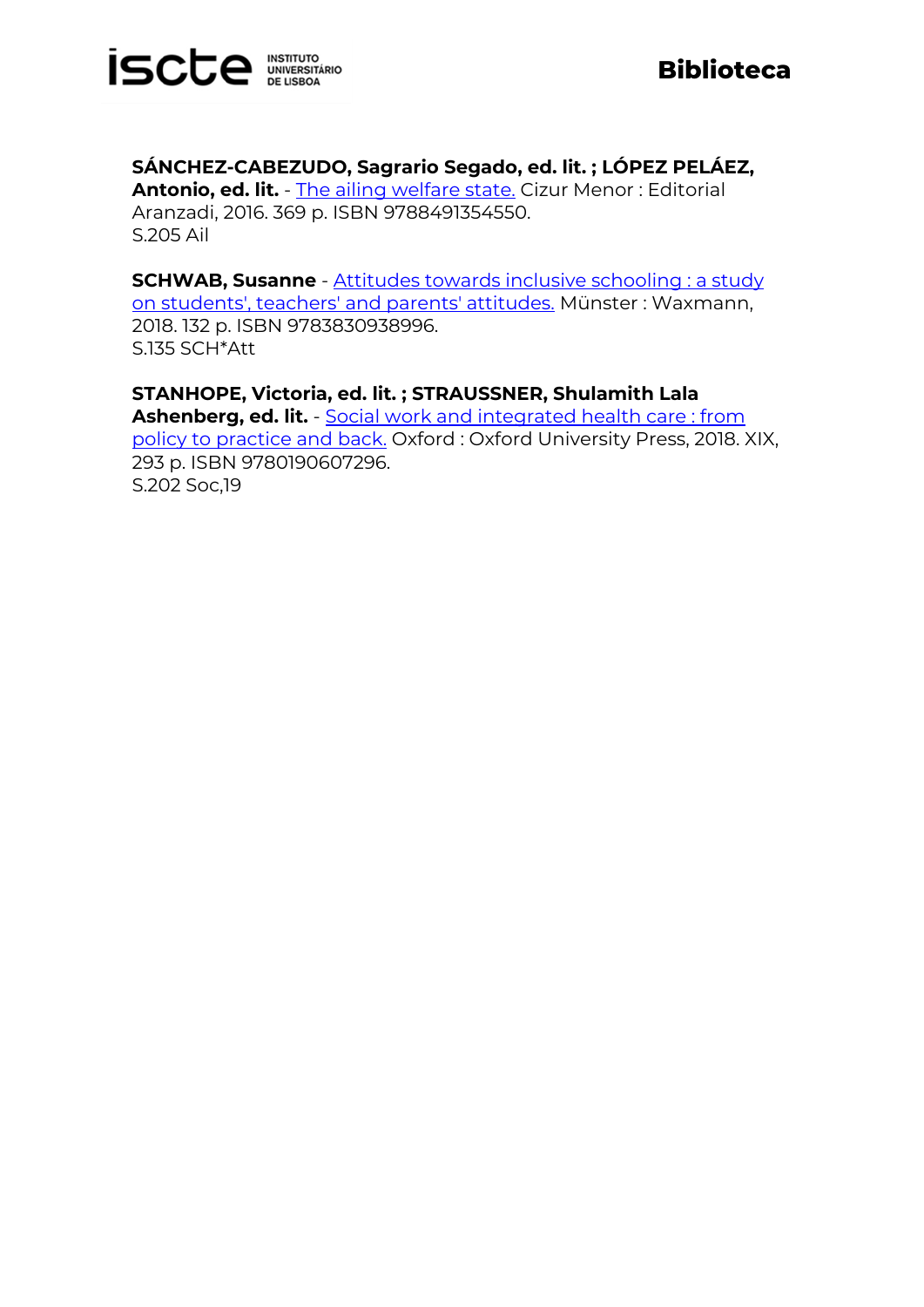**SÁNCHEZ-CABEZUDO, Sagrario Segado, ed. lit. ; LÓPEZ PELÁEZ, Antonio, ed. lit.** - The ailing welfare state. Cizur Menor : Editorial Aranzadi, 2016. 369 p. ISBN 9788491354550.
S.205 Ail

**SCHWAB, Susanne** - Attitudes towards inclusive schooling : a study on students', teachers' and parents' attitudes. Münster : Waxmann, 2018. 132 p. ISBN 9783830938996.
S.135 SCH*Att

**STANHOPE, Victoria, ed. lit. ; STRAUSSNER, Shulamith Lala Ashenberg, ed. lit.** - Social work and integrated health care : from policy to practice and back. Oxford : Oxford University Press, 2018. XIX, 293 p. ISBN 9780190607296.
S.202 Soc,19